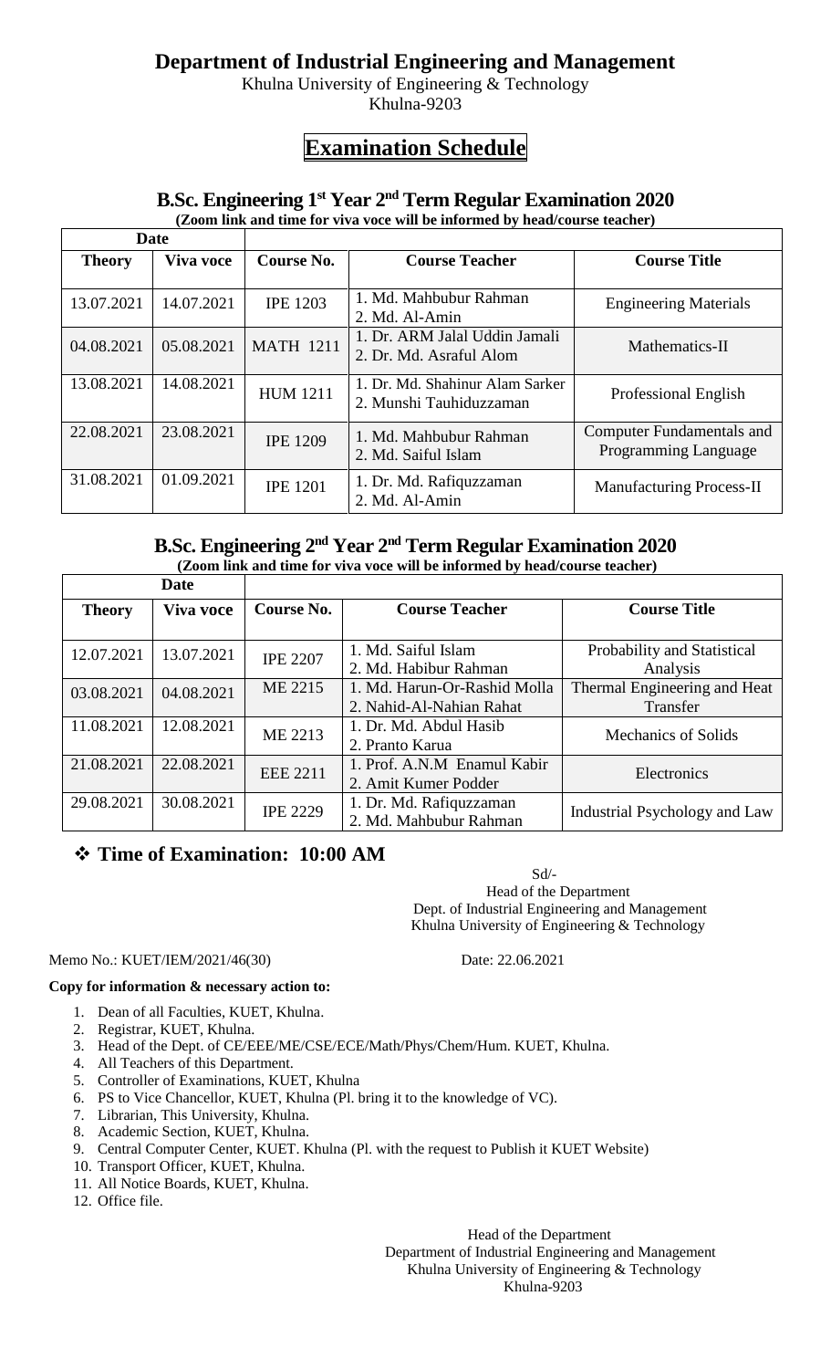# Department of Industrial Engineering and Management

Khulna University of Engineering & Technology
Khulna-9203

## Examination Schedule

### B.Sc. Engineering 1st Year 2nd Term Regular Examination 2020

**(Zoom link and time for viva voce will be informed by head/course teacher)**

| Date | | | | |
|---|---|---|---|---|
| **Theory** | **Viva voce** | **Course No.** | **Course Teacher** | **Course Title** |
| 13.07.2021 | 14.07.2021 | IPE 1203 | 1. Md. Mahbubur Rahman<br>2. Md. Al-Amin | Engineering Materials |
| 04.08.2021 | 05.08.2021 | MATH 1211 | 1. Dr. ARM Jalal Uddin Jamali<br>2. Dr. Md. Asraful Alom | Mathematics-II |
| 13.08.2021 | 14.08.2021 | HUM 1211 | 1. Dr. Md. Shahinur Alam Sarker<br>2. Munshi Tauhiduzzaman | Professional English |
| 22.08.2021 | 23.08.2021 | IPE 1209 | 1. Md. Mahbubur Rahman<br>2. Md. Saiful Islam | Computer Fundamentals and Programming Language |
| 31.08.2021 | 01.09.2021 | IPE 1201 | 1. Dr. Md. Rafiquzzaman<br>2. Md. Al-Amin | Manufacturing Process-II |

### B.Sc. Engineering 2nd Year 2nd Term Regular Examination 2020

**(Zoom link and time for viva voce will be informed by head/course teacher)**

| Date | | | | |
|---|---|---|---|---|
| **Theory** | **Viva voce** | **Course No.** | **Course Teacher** | **Course Title** |
| 12.07.2021 | 13.07.2021 | IPE 2207 | 1. Md. Saiful Islam<br>2. Md. Habibur Rahman | Probability and Statistical Analysis |
| 03.08.2021 | 04.08.2021 | ME 2215 | 1. Md. Harun-Or-Rashid Molla<br>2. Nahid-Al-Nahian Rahat | Thermal Engineering and Heat Transfer |
| 11.08.2021 | 12.08.2021 | ME 2213 | 1. Dr. Md. Abdul Hasib<br>2. Pranto Karua | Mechanics of Solids |
| 21.08.2021 | 22.08.2021 | EEE 2211 | 1. Prof. A.N.M Enamul Kabir<br>2. Amit Kumer Podder | Electronics |
| 29.08.2021 | 30.08.2021 | IPE 2229 | 1. Dr. Md. Rafiquzzaman<br>2. Md. Mahbubur Rahman | Industrial Psychology and Law |

- **Time of Examination: 10:00 AM**

Sd/-
Head of the Department
Dept. of Industrial Engineering and Management
Khulna University of Engineering & Technology

Memo No.: KUET/IEM/2021/46(30)    Date: 22.06.2021

**Copy for information & necessary action to:**

1. Dean of all Faculties, KUET, Khulna.
2. Registrar, KUET, Khulna.
3. Head of the Dept. of CE/EEE/ME/CSE/ECE/Math/Phys/Chem/Hum. KUET, Khulna.
4. All Teachers of this Department.
5. Controller of Examinations, KUET, Khulna
6. PS to Vice Chancellor, KUET, Khulna (Pl. bring it to the knowledge of VC).
7. Librarian, This University, Khulna.
8. Academic Section, KUET, Khulna.
9. Central Computer Center, KUET. Khulna (Pl. with the request to Publish it KUET Website)
10. Transport Officer, KUET, Khulna.
11. All Notice Boards, KUET, Khulna.
12. Office file.

Head of the Department
Department of Industrial Engineering and Management
Khulna University of Engineering & Technology
Khulna-9203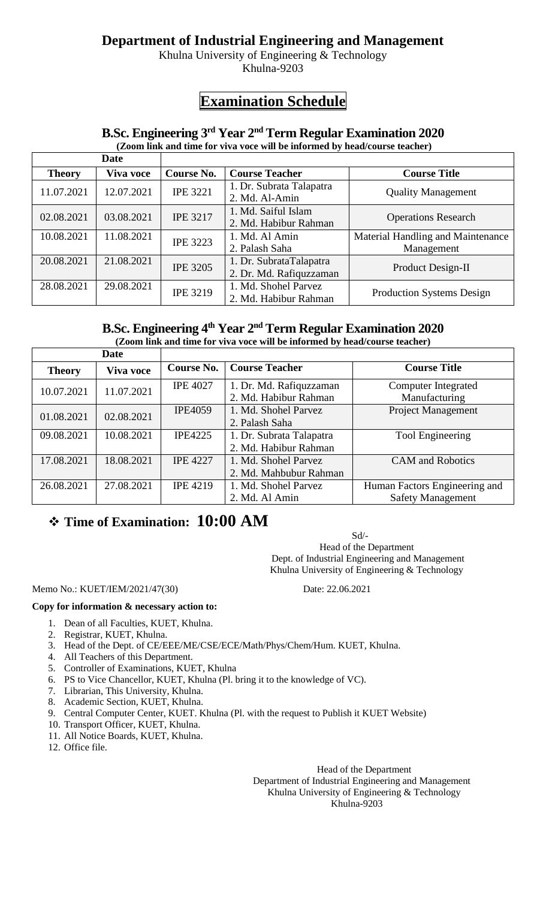# Department of Industrial Engineering and Management

Khulna University of Engineering & Technology
Khulna-9203

## Examination Schedule

### B.Sc. Engineering 3rd Year 2nd Term Regular Examination 2020

**(Zoom link and time for viva voce will be informed by head/course teacher)**

| Date | | | | |
|---|---|---|---|---|
| **Theory** | **Viva voce** | **Course No.** | **Course Teacher** | **Course Title** |
| 11.07.2021 | 12.07.2021 | IPE 3221 | 1. Dr. Subrata Talapatra<br>2. Md. Al-Amin | Quality Management |
| 02.08.2021 | 03.08.2021 | IPE 3217 | 1. Md. Saiful Islam<br>2. Md. Habibur Rahman | Operations Research |
| 10.08.2021 | 11.08.2021 | IPE 3223 | 1. Md. Al Amin<br>2. Palash Saha | Material Handling and Maintenance Management |
| 20.08.2021 | 21.08.2021 | IPE 3205 | 1. Dr. SubrataTalapatra<br>2. Dr. Md. Rafiquzzaman | Product Design-II |
| 28.08.2021 | 29.08.2021 | IPE 3219 | 1. Md. Shohel Parvez<br>2. Md. Habibur Rahman | Production Systems Design |

### B.Sc. Engineering 4th Year 2nd Term Regular Examination 2020

**(Zoom link and time for viva voce will be informed by head/course teacher)**

| Date | | | | |
|---|---|---|---|---|
| **Theory** | **Viva voce** | **Course No.** | **Course Teacher** | **Course Title** |
| 10.07.2021 | 11.07.2021 | IPE 4027 | 1. Dr. Md. Rafiquzzaman<br>2. Md. Habibur Rahman | Computer Integrated Manufacturing |
| 01.08.2021 | 02.08.2021 | IPE4059 | 1. Md. Shohel Parvez<br>2. Palash Saha | Project Management |
| 09.08.2021 | 10.08.2021 | IPE4225 | 1. Dr. Subrata Talapatra<br>2. Md. Habibur Rahman | Tool Engineering |
| 17.08.2021 | 18.08.2021 | IPE 4227 | 1. Md. Shohel Parvez<br>2. Md. Mahbubur Rahman | CAM and Robotics |
| 26.08.2021 | 27.08.2021 | IPE 4219 | 1. Md. Shohel Parvez<br>2. Md. Al Amin | Human Factors Engineering and Safety Management |

- **Time of Examination: 10:00 AM**

Sd/-
Head of the Department
Dept. of Industrial Engineering and Management
Khulna University of Engineering & Technology

Memo No.: KUET/IEM/2021/47(30)   Date: 22.06.2021

**Copy for information & necessary action to:**

1. Dean of all Faculties, KUET, Khulna.
2. Registrar, KUET, Khulna.
3. Head of the Dept. of CE/EEE/ME/CSE/ECE/Math/Phys/Chem/Hum. KUET, Khulna.
4. All Teachers of this Department.
5. Controller of Examinations, KUET, Khulna
6. PS to Vice Chancellor, KUET, Khulna (Pl. bring it to the knowledge of VC).
7. Librarian, This University, Khulna.
8. Academic Section, KUET, Khulna.
9. Central Computer Center, KUET. Khulna (Pl. with the request to Publish it KUET Website)
10. Transport Officer, KUET, Khulna.
11. All Notice Boards, KUET, Khulna.
12. Office file.

Head of the Department
Department of Industrial Engineering and Management
Khulna University of Engineering & Technology
Khulna-9203